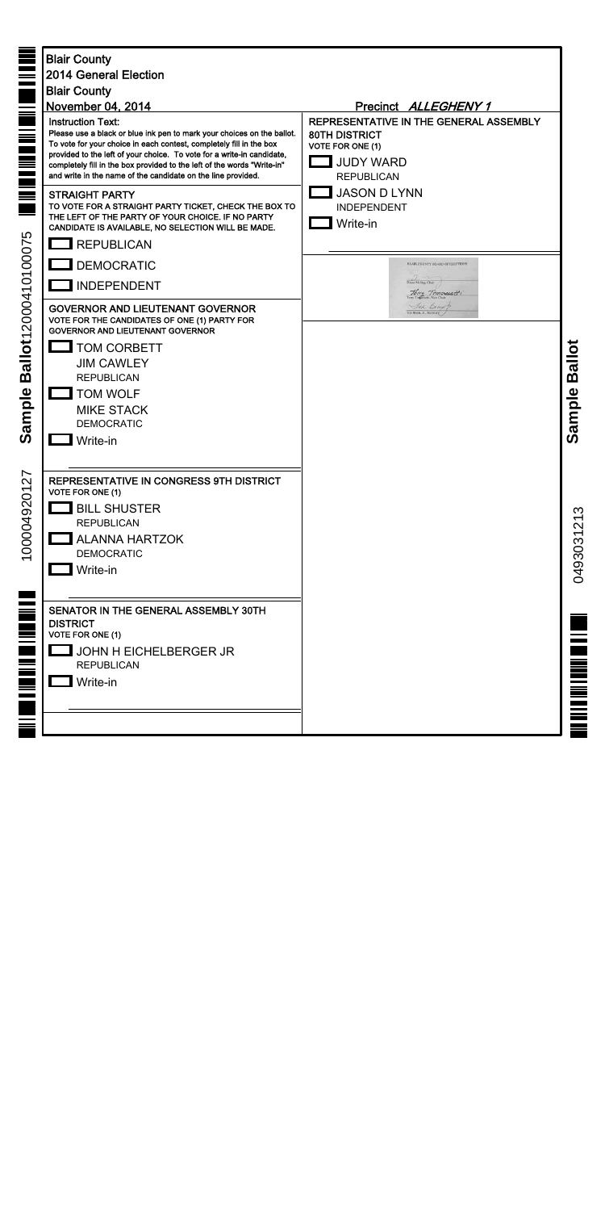**Blair County**
**2014 General Election**
**Blair County**
**November 04, 2014**

**Precinct *ALLEGHENY 1***

**Instruction Text:**
Please use a black or blue ink pen to mark your choices on the ballot. To vote for your choice in each contest, completely fill in the box provided to the left of your choice. To vote for a write-in candidate, completely fill in the box provided to the left of the words "Write-in" and write in the name of the candidate on the line provided.

### STRAIGHT PARTY
TO VOTE FOR A STRAIGHT PARTY TICKET, CHECK THE BOX TO THE LEFT OF THE PARTY OF YOUR CHOICE. IF NO PARTY CANDIDATE IS AVAILABLE, NO SELECTION WILL BE MADE.

- REPUBLICAN
- DEMOCRATIC
- INDEPENDENT

### GOVERNOR AND LIEUTENANT GOVERNOR
VOTE FOR THE CANDIDATES OF ONE (1) PARTY FOR GOVERNOR AND LIEUTENANT GOVERNOR

- TOM CORBETT
  JIM CAWLEY
  REPUBLICAN
- TOM WOLF
  MIKE STACK
  DEMOCRATIC
- Write-in

### REPRESENTATIVE IN CONGRESS 9TH DISTRICT
VOTE FOR ONE (1)

- BILL SHUSTER
  REPUBLICAN
- ALANNA HARTZOK
  DEMOCRATIC
- Write-in

### SENATOR IN THE GENERAL ASSEMBLY 30TH DISTRICT
VOTE FOR ONE (1)

- JOHN H EICHELBERGER JR
  REPUBLICAN
- Write-in

### REPRESENTATIVE IN THE GENERAL ASSEMBLY 80TH DISTRICT
VOTE FOR ONE (1)

- JUDY WARD
  REPUBLICAN
- JASON D LYNN
  INDEPENDENT
- Write-in

BLAIR COUNTY BOARD OF ELECTIONS
Terry Tomassetti, Vice Chair

Sample Ballot 12000410100075

1000049201​27

Sample Ballot

0493031213